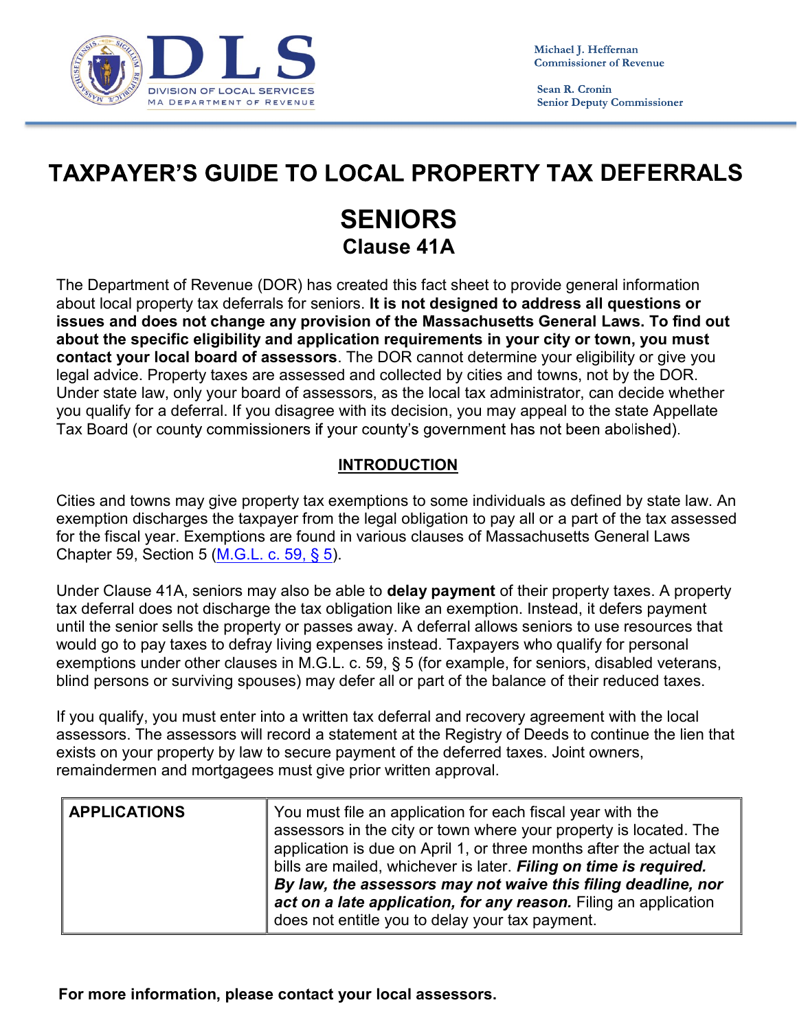DLS
DIVISION OF LOCAL SERVICES
MA DEPARTMENT OF REVENUE

Michael J. Heffernan
Commissioner of Revenue

Sean R. Cronin
Senior Deputy Commissioner

# TAXPAYER'S GUIDE TO LOCAL PROPERTY TAX DEFERRALS

## SENIORS

### Clause 41A

The Department of Revenue (DOR) has created this fact sheet to provide general information about local property tax deferrals for seniors. **It is not designed to address all questions or issues and does not change any provision of the Massachusetts General Laws. To find out about the specific eligibility and application requirements in your city or town, you must contact your local board of assessors**. The DOR cannot determine your eligibility or give you legal advice. Property taxes are assessed and collected by cities and towns, not by the DOR. Under state law, only your board of assessors, as the local tax administrator, can decide whether you qualify for a deferral. If you disagree with its decision, you may appeal to the state Appellate Tax Board (or county commissioners if your county's government has not been abolished).

## INTRODUCTION

Cities and towns may give property tax exemptions to some individuals as defined by state law. An exemption discharges the taxpayer from the legal obligation to pay all or a part of the tax assessed for the fiscal year. Exemptions are found in various clauses of Massachusetts General Laws Chapter 59, Section 5 (M.G.L. c. 59, § 5).

Under Clause 41A, seniors may also be able to **delay payment** of their property taxes. A property tax deferral does not discharge the tax obligation like an exemption. Instead, it defers payment until the senior sells the property or passes away. A deferral allows seniors to use resources that would go to pay taxes to defray living expenses instead. Taxpayers who qualify for personal exemptions under other clauses in M.G.L. c. 59, § 5 (for example, for seniors, disabled veterans, blind persons or surviving spouses) may defer all or part of the balance of their reduced taxes.

If you qualify, you must enter into a written tax deferral and recovery agreement with the local assessors. The assessors will record a statement at the Registry of Deeds to continue the lien that exists on your property by law to secure payment of the deferred taxes. Joint owners, remaindermen and mortgagees must give prior written approval.

| **APPLICATIONS** | You must file an application for each fiscal year with the assessors in the city or town where your property is located. The application is due on April 1, or three months after the actual tax bills are mailed, whichever is later. ***Filing on time is required. By law, the assessors may not waive this filing deadline, nor act on a late application, for any reason.*** Filing an application does not entitle you to delay your tax payment. |
|---|---|

**For more information, please contact your local assessors.**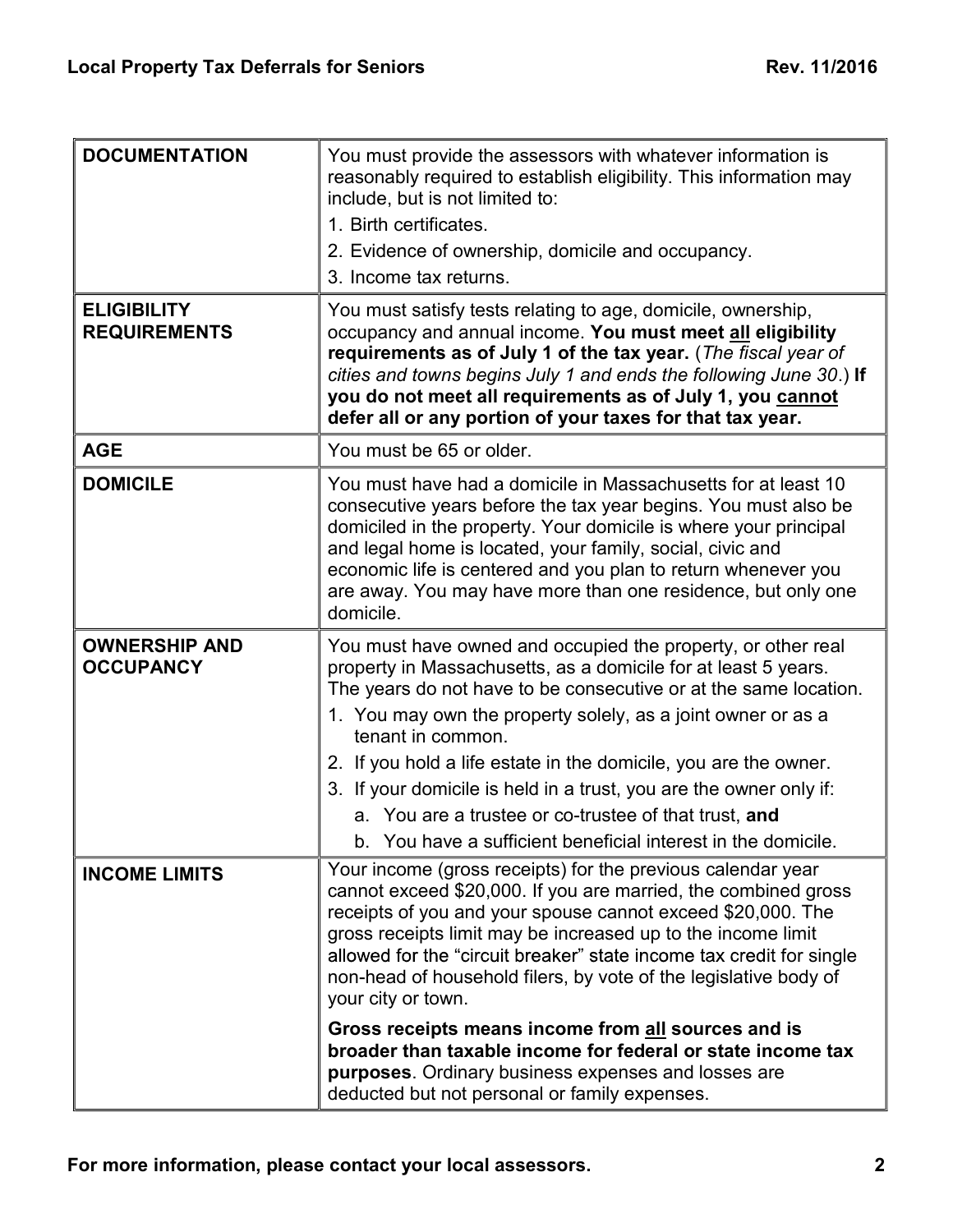| | |
|---|---|
| **DOCUMENTATION** | You must provide the assessors with whatever information is reasonably required to establish eligibility. This information may include, but is not limited to:<br>1. Birth certificates.<br>2. Evidence of ownership, domicile and occupancy.<br>3. Income tax returns. |
| **ELIGIBILITY REQUIREMENTS** | You must satisfy tests relating to age, domicile, ownership, occupancy and annual income. **You must meet <u>all</u> eligibility requirements as of July 1 of the tax year.** (*The fiscal year of cities and towns begins July 1 and ends the following June 30*.) **If you do not meet all requirements as of July 1, you <u>cannot</u> defer all or any portion of your taxes for that tax year.** |
| **AGE** | You must be 65 or older. |
| **DOMICILE** | You must have had a domicile in Massachusetts for at least 10 consecutive years before the tax year begins. You must also be domiciled in the property. Your domicile is where your principal and legal home is located, your family, social, civic and economic life is centered and you plan to return whenever you are away. You may have more than one residence, but only one domicile. |
| **OWNERSHIP AND OCCUPANCY** | You must have owned and occupied the property, or other real property in Massachusetts, as a domicile for at least 5 years. The years do not have to be consecutive or at the same location.<br>1. You may own the property solely, as a joint owner or as a tenant in common.<br>2. If you hold a life estate in the domicile, you are the owner.<br>3. If your domicile is held in a trust, you are the owner only if:<br>a. You are a trustee or co-trustee of that trust, **and**<br>b. You have a sufficient beneficial interest in the domicile. |
| **INCOME LIMITS** | Your income (gross receipts) for the previous calendar year cannot exceed $20,000. If you are married, the combined gross receipts of you and your spouse cannot exceed $20,000. The gross receipts limit may be increased up to the income limit allowed for the "circuit breaker" state income tax credit for single non-head of household filers, by vote of the legislative body of your city or town.<br>**Gross receipts means income from <u>all</u> sources and is broader than taxable income for federal or state income tax purposes**. Ordinary business expenses and losses are deducted but not personal or family expenses. |

For more information, please contact your local assessors.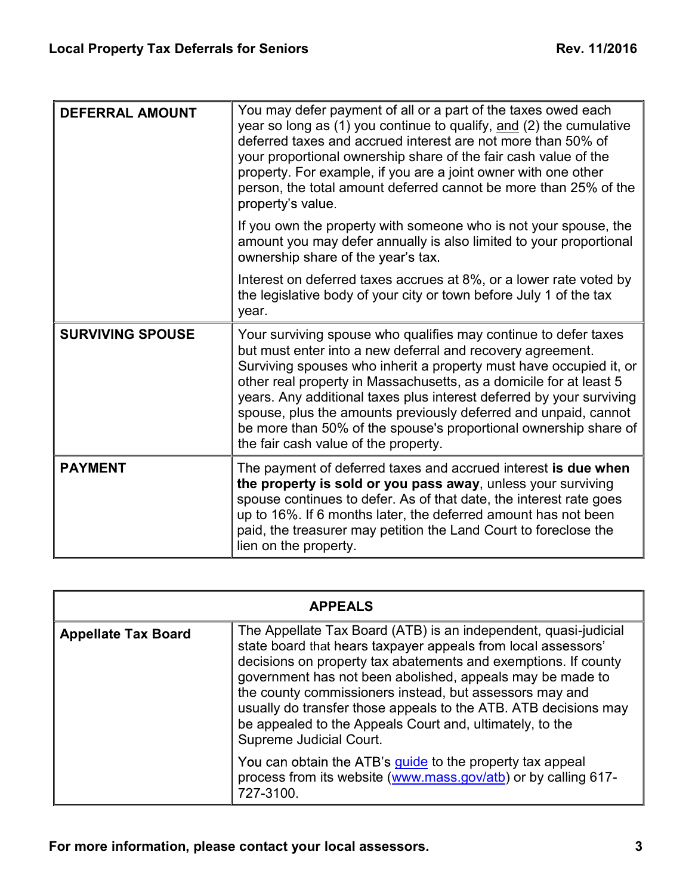| DEFERRAL AMOUNT | You may defer payment of all or a part of the taxes owed each year so long as (1) you continue to qualify, and (2) the cumulative deferred taxes and accrued interest are not more than 50% of your proportional ownership share of the fair cash value of the property. For example, if you are a joint owner with one other person, the total amount deferred cannot be more than 25% of the property's value.<br><br>If you own the property with someone who is not your spouse, the amount you may defer annually is also limited to your proportional ownership share of the year's tax.<br><br>Interest on deferred taxes accrues at 8%, or a lower rate voted by the legislative body of your city or town before July 1 of the tax year. |
|---|---|
| **SURVIVING SPOUSE** | Your surviving spouse who qualifies may continue to defer taxes but must enter into a new deferral and recovery agreement. Surviving spouses who inherit a property must have occupied it, or other real property in Massachusetts, as a domicile for at least 5 years. Any additional taxes plus interest deferred by your surviving spouse, plus the amounts previously deferred and unpaid, cannot be more than 50% of the spouse's proportional ownership share of the fair cash value of the property. |
| **PAYMENT** | The payment of deferred taxes and accrued interest **is due when the property is sold or you pass away**, unless your surviving spouse continues to defer. As of that date, the interest rate goes up to 16%. If 6 months later, the deferred amount has not been paid, the treasurer may petition the Land Court to foreclose the lien on the property. |

| APPEALS | |
|---|---|
| **Appellate Tax Board** | The Appellate Tax Board (ATB) is an independent, quasi-judicial state board that hears taxpayer appeals from local assessors' decisions on property tax abatements and exemptions. If county government has not been abolished, appeals may be made to the county commissioners instead, but assessors may and usually do transfer those appeals to the ATB. ATB decisions may be appealed to the Appeals Court and, ultimately, to the Supreme Judicial Court.<br><br>You can obtain the ATB's guide to the property tax appeal process from its website (www.mass.gov/atb) or by calling 617-727-3100. |

**For more information, please contact your local assessors.**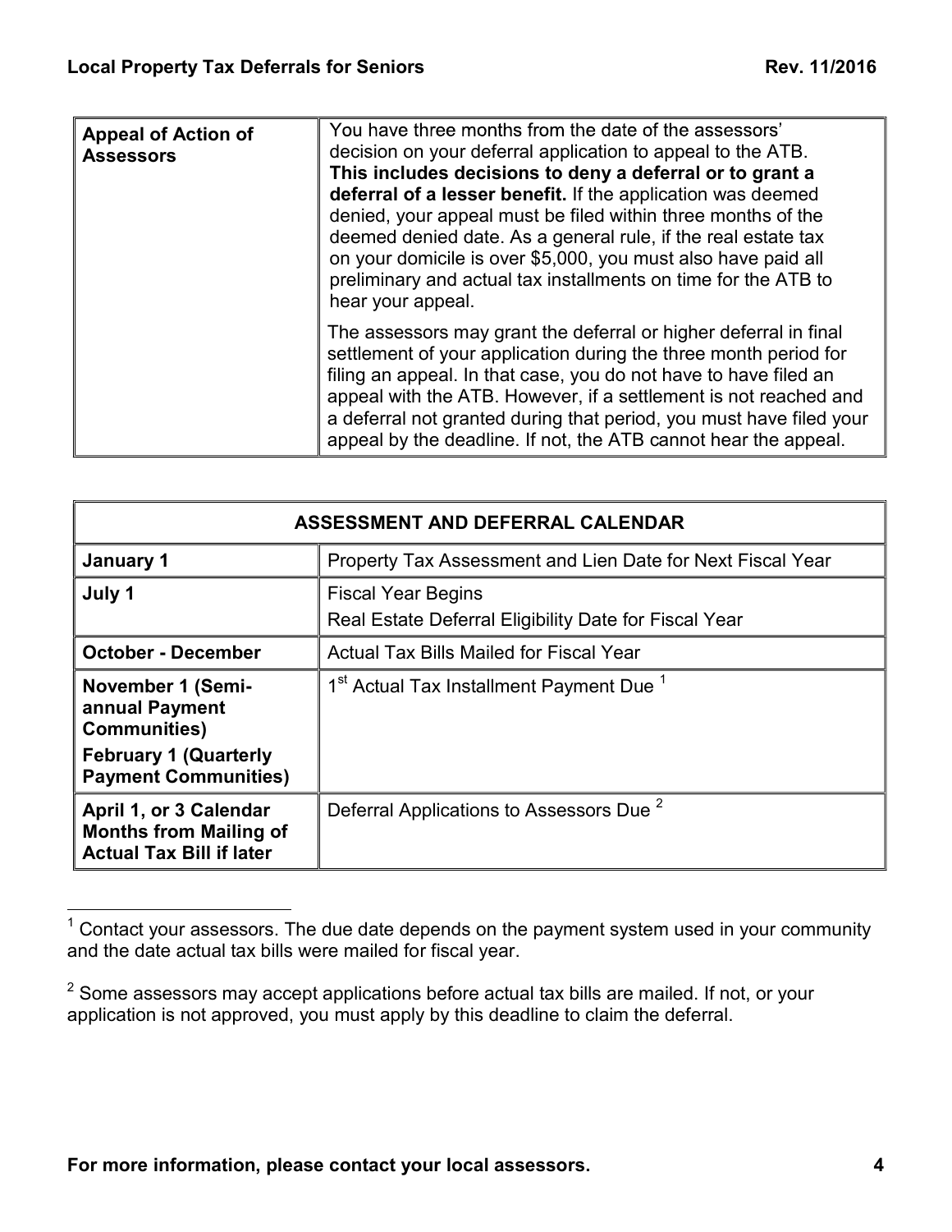| Appeal of Action of Assessors | You have three months from the date of the assessors' decision on your deferral application to appeal to the ATB. **This includes decisions to deny a deferral or to grant a deferral of a lesser benefit.** If the application was deemed denied, your appeal must be filed within three months of the deemed denied date. As a general rule, if the real estate tax on your domicile is over $5,000, you must also have paid all preliminary and actual tax installments on time for the ATB to hear your appeal.<br><br>The assessors may grant the deferral or higher deferral in final settlement of your application during the three month period for filing an appeal. In that case, you do not have to have filed an appeal with the ATB. However, if a settlement is not reached and a deferral not granted during that period, you must have filed your appeal by the deadline. If not, the ATB cannot hear the appeal. |
|---|---|

| ASSESSMENT AND DEFERRAL CALENDAR | |
|---|---|
| **January 1** | Property Tax Assessment and Lien Date for Next Fiscal Year |
| **July 1** | Fiscal Year Begins<br>Real Estate Deferral Eligibility Date for Fiscal Year |
| **October - December** | Actual Tax Bills Mailed for Fiscal Year |
| **November 1 (Semi-annual Payment Communities)**<br>**February 1 (Quarterly Payment Communities)** | 1st Actual Tax Installment Payment Due [1] |
| **April 1, or 3 Calendar Months from Mailing of Actual Tax Bill if later** | Deferral Applications to Assessors Due [2] |

[1] Contact your assessors. The due date depends on the payment system used in your community and the date actual tax bills were mailed for fiscal year.

[2] Some assessors may accept applications before actual tax bills are mailed. If not, or your application is not approved, you must apply by this deadline to claim the deferral.

**For more information, please contact your local assessors.**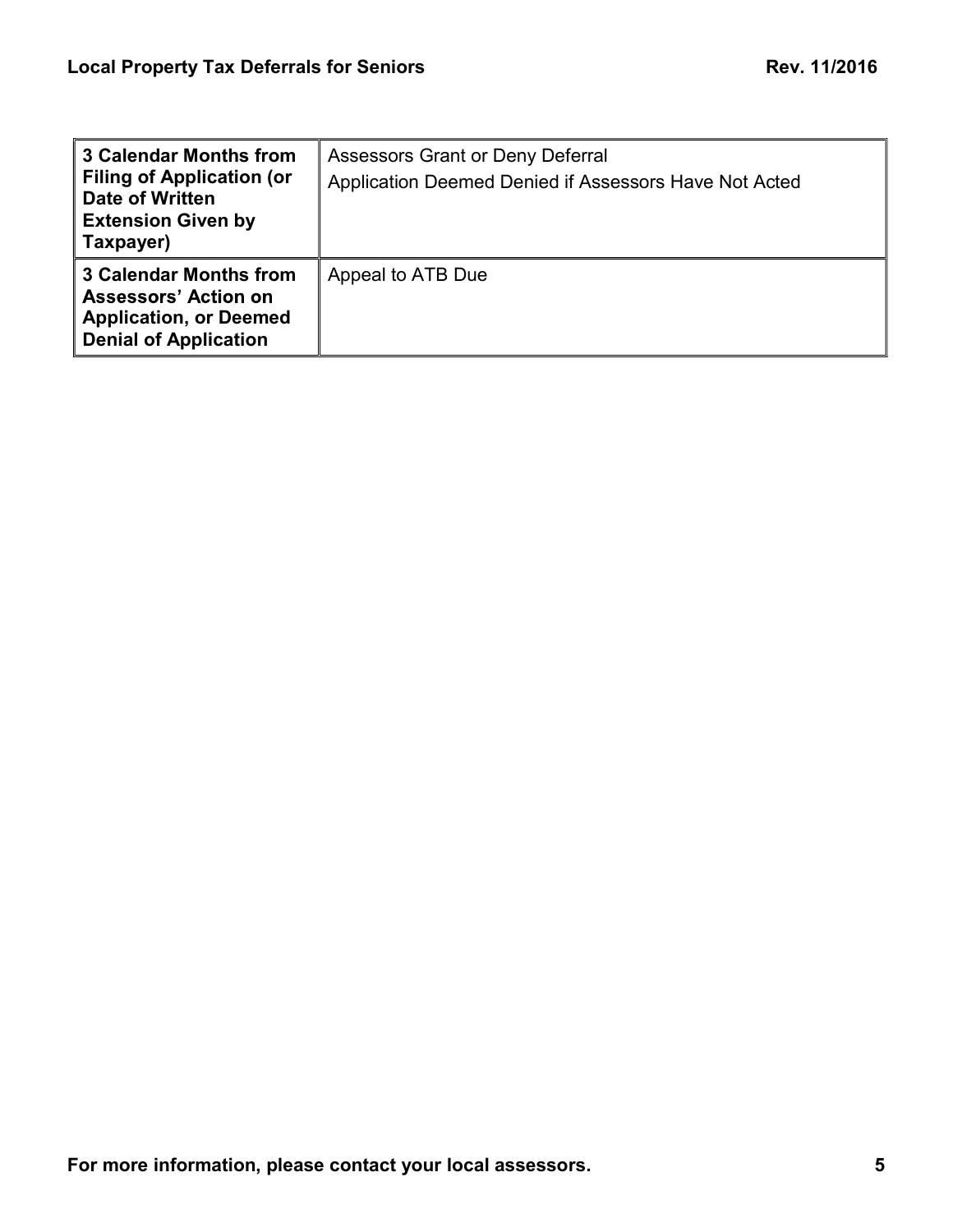| | |
|---|---|
| **3 Calendar Months from Filing of Application (or Date of Written Extension Given by Taxpayer)** | Assessors Grant or Deny Deferral<br>Application Deemed Denied if Assessors Have Not Acted |
| **3 Calendar Months from Assessors' Action on Application, or Deemed Denial of Application** | Appeal to ATB Due |